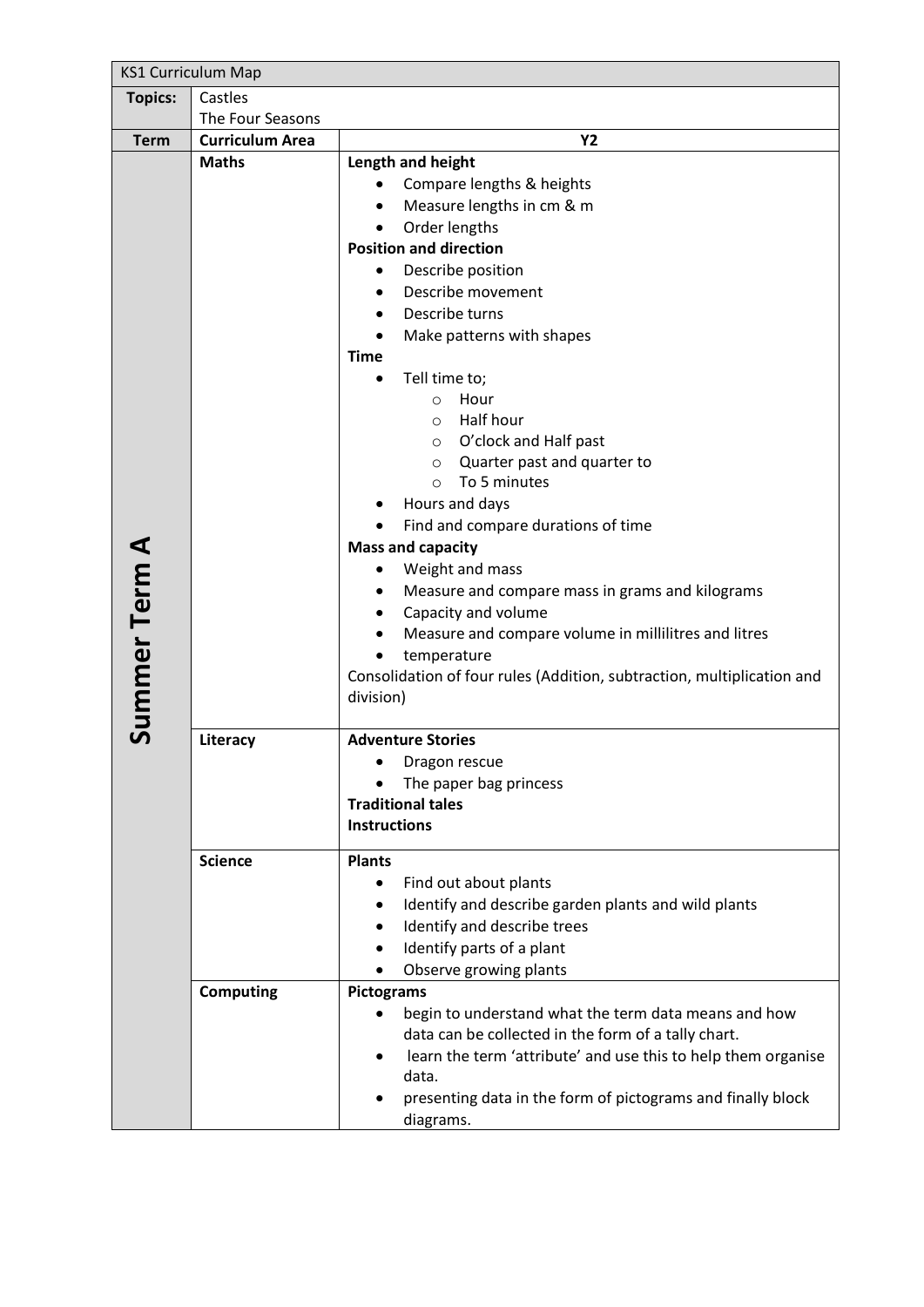| KS1 Curriculum Map | | |
|---|---|---|
| **Topics:** | Castles<br>The Four Seasons | |
| **Term** | **Curriculum Area** | **Y2** |
| **Summer Term A** | **Maths** | **Length and height**<br>• Compare lengths & heights<br>• Measure lengths in cm & m<br>• Order lengths<br>**Position and direction**<br>• Describe position<br>• Describe movement<br>• Describe turns<br>• Make patterns with shapes<br>**Time**<br>• Tell time to;<br>  ○ Hour<br>  ○ Half hour<br>  ○ O'clock and Half past<br>  ○ Quarter past and quarter to<br>  ○ To 5 minutes<br>• Hours and days<br>• Find and compare durations of time<br>**Mass and capacity**<br>• Weight and mass<br>• Measure and compare mass in grams and kilograms<br>• Capacity and volume<br>• Measure and compare volume in millilitres and litres<br>• temperature<br>Consolidation of four rules (Addition, subtraction, multiplication and division) |
| | **Literacy** | **Adventure Stories**<br>• Dragon rescue<br>• The paper bag princess<br>**Traditional tales**<br>**Instructions** |
| | **Science** | **Plants**<br>• Find out about plants<br>• Identify and describe garden plants and wild plants<br>• Identify and describe trees<br>• Identify parts of a plant<br>• Observe growing plants |
| | **Computing** | **Pictograms**<br>• begin to understand what the term data means and how data can be collected in the form of a tally chart.<br>• learn the term 'attribute' and use this to help them organise data.<br>• presenting data in the form of pictograms and finally block diagrams. |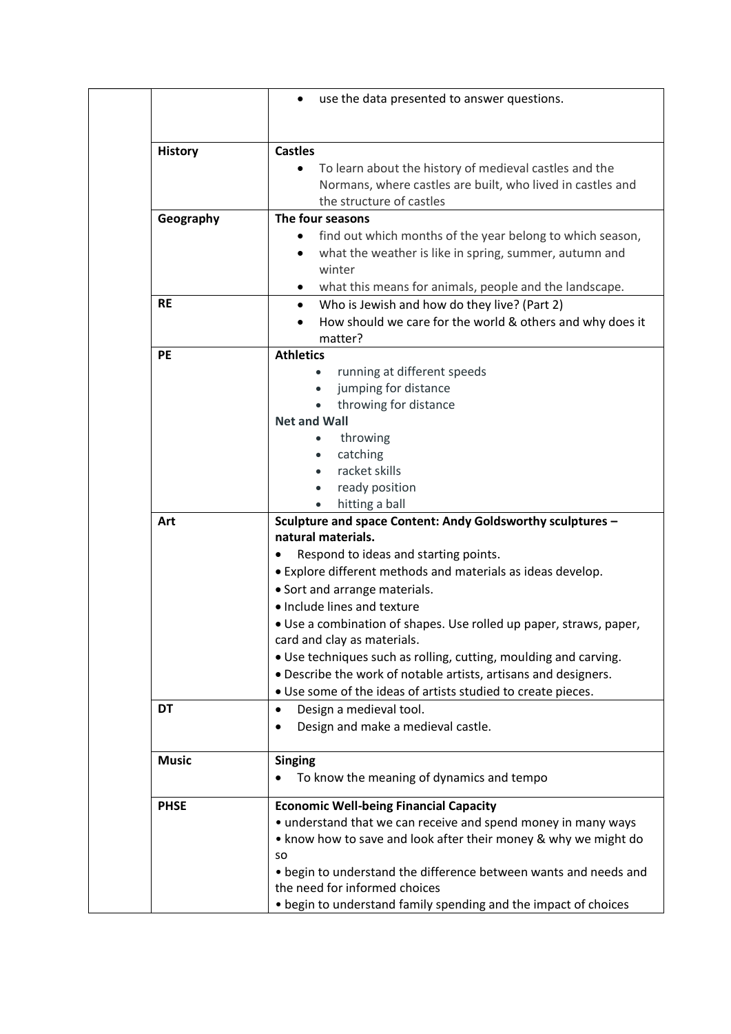| | | |
|---|---|---|
| | | • use the data presented to answer questions. |
| | **History** | **Castles**<br>• To learn about the history of medieval castles and the Normans, where castles are built, who lived in castles and the structure of castles |
| | **Geography** | **The four seasons**<br>• find out which months of the year belong to which season,<br>• what the weather is like in spring, summer, autumn and winter<br>• what this means for animals, people and the landscape. |
| | **RE** | • Who is Jewish and how do they live? (Part 2)<br>• How should we care for the world & others and why does it matter? |
| | **PE** | **Athletics**<br>• running at different speeds<br>• jumping for distance<br>• throwing for distance<br>**Net and Wall**<br>• throwing<br>• catching<br>• racket skills<br>• ready position<br>• hitting a ball |
| | **Art** | **Sculpture and space Content: Andy Goldsworthy sculptures – natural materials.**<br>• Respond to ideas and starting points.<br>• Explore different methods and materials as ideas develop.<br>• Sort and arrange materials.<br>• Include lines and texture<br>• Use a combination of shapes. Use rolled up paper, straws, paper, card and clay as materials.<br>• Use techniques such as rolling, cutting, moulding and carving.<br>• Describe the work of notable artists, artisans and designers.<br>• Use some of the ideas of artists studied to create pieces. |
| | **DT** | • Design a medieval tool.<br>• Design and make a medieval castle. |
| | **Music** | **Singing**<br>• To know the meaning of dynamics and tempo |
| | **PHSE** | **Economic Well-being Financial Capacity**<br>• understand that we can receive and spend money in many ways<br>• know how to save and look after their money & why we might do so<br>• begin to understand the difference between wants and needs and the need for informed choices<br>• begin to understand family spending and the impact of choices |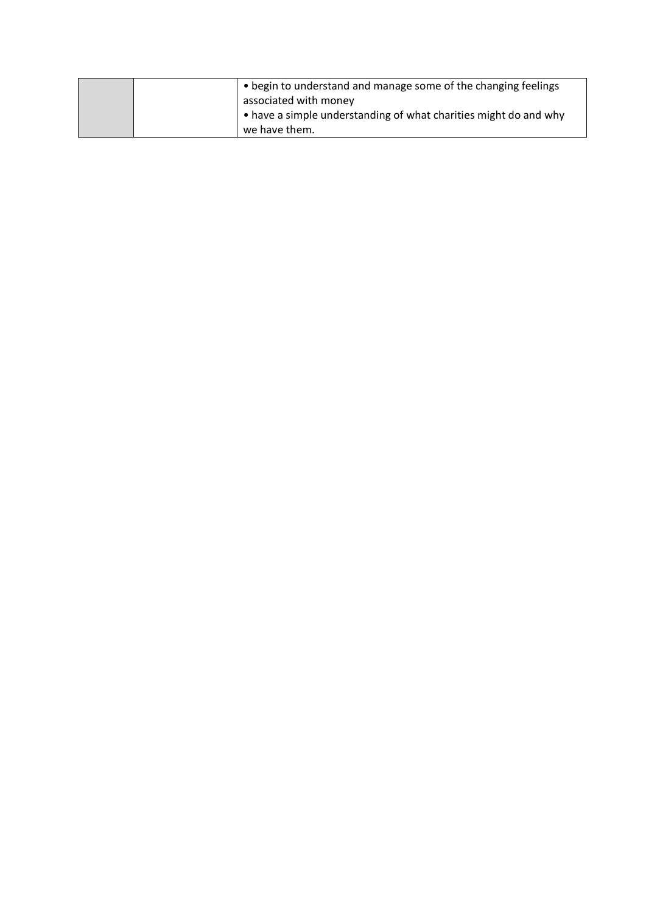| | | |
|---|---|---|
| | | • begin to understand and manage some of the changing feelings associated with money<br>• have a simple understanding of what charities might do and why we have them. |